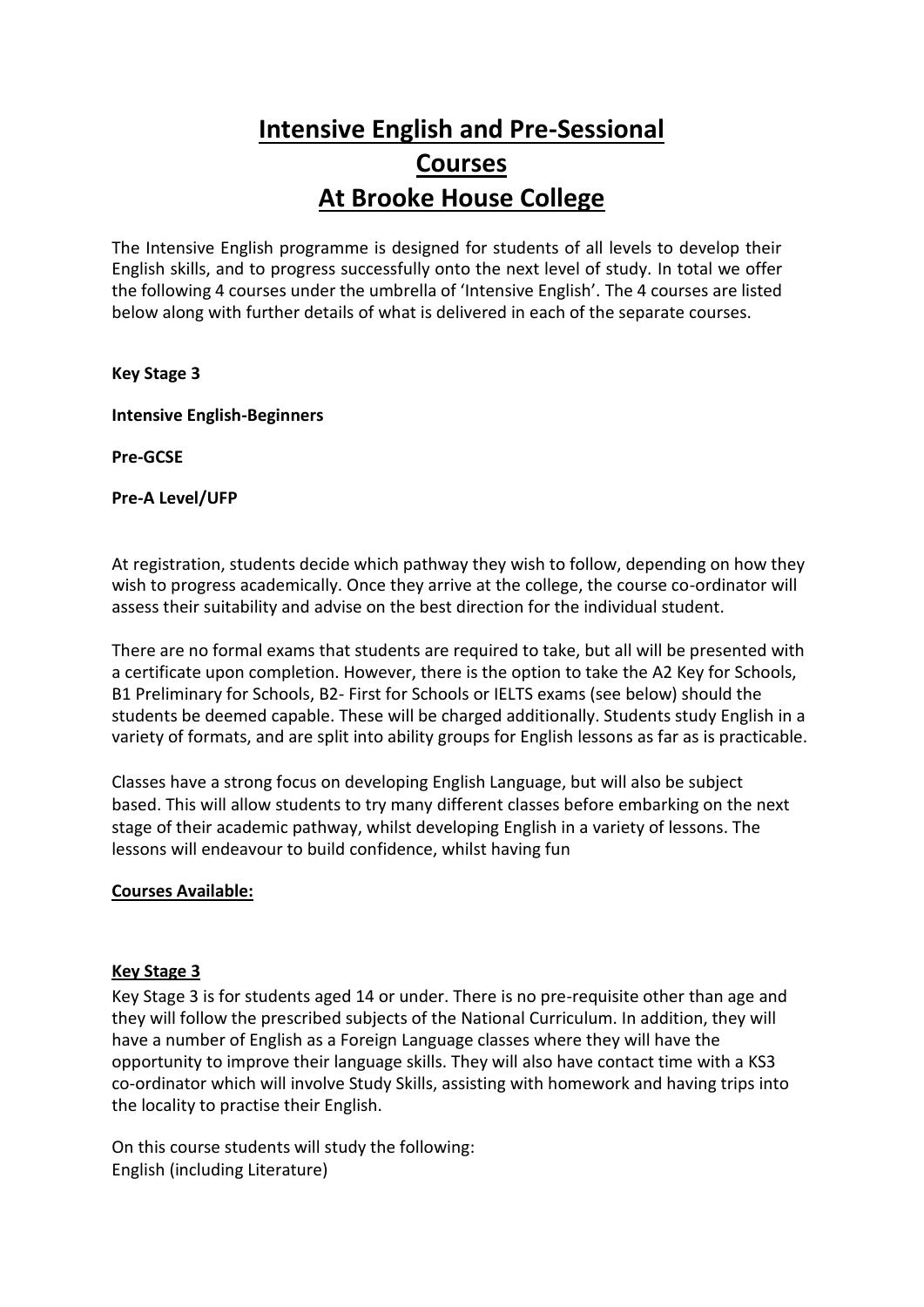# Intensive English and Pre-Sessional Courses At Brooke House College

The Intensive English programme is designed for students of all levels to develop their English skills, and to progress successfully onto the next level of study. In total we offer the following 4 courses under the umbrella of 'Intensive English'. The 4 courses are listed below along with further details of what is delivered in each of the separate courses.

**Key Stage 3**

**Intensive English-Beginners**

**Pre-GCSE**

**Pre-A Level/UFP**

At registration, students decide which pathway they wish to follow, depending on how they wish to progress academically. Once they arrive at the college, the course co-ordinator will assess their suitability and advise on the best direction for the individual student.

There are no formal exams that students are required to take, but all will be presented with a certificate upon completion. However, there is the option to take the A2 Key for Schools, B1 Preliminary for Schools, B2- First for Schools or IELTS exams (see below) should the students be deemed capable. These will be charged additionally. Students study English in a variety of formats, and are split into ability groups for English lessons as far as is practicable.

Classes have a strong focus on developing English Language, but will also be subject based. This will allow students to try many different classes before embarking on the next stage of their academic pathway, whilst developing English in a variety of lessons. The lessons will endeavour to build confidence, whilst having fun

## Courses Available:

### Key Stage 3

Key Stage 3 is for students aged 14 or under. There is no pre-requisite other than age and they will follow the prescribed subjects of the National Curriculum. In addition, they will have a number of English as a Foreign Language classes where they will have the opportunity to improve their language skills. They will also have contact time with a KS3 co-ordinator which will involve Study Skills, assisting with homework and having trips into the locality to practise their English.

On this course students will study the following:
English (including Literature)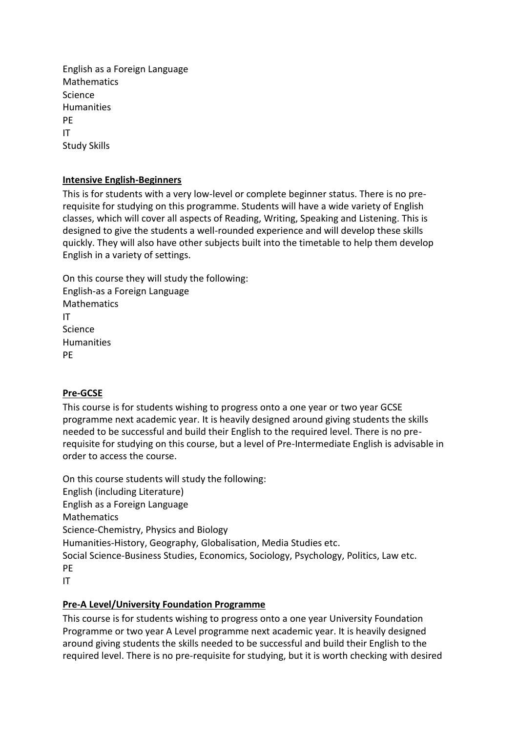English as a Foreign Language
Mathematics
Science
Humanities
PE
IT
Study Skills

**Intensive English-Beginners**

This is for students with a very low-level or complete beginner status. There is no pre-requisite for studying on this programme. Students will have a wide variety of English classes, which will cover all aspects of Reading, Writing, Speaking and Listening. This is designed to give the students a well-rounded experience and will develop these skills quickly. They will also have other subjects built into the timetable to help them develop English in a variety of settings.

On this course they will study the following:
English-as a Foreign Language
Mathematics
IT
Science
Humanities
PE

**Pre-GCSE**

This course is for students wishing to progress onto a one year or two year GCSE programme next academic year. It is heavily designed around giving students the skills needed to be successful and build their English to the required level. There is no pre-requisite for studying on this course, but a level of Pre-Intermediate English is advisable in order to access the course.

On this course students will study the following:
English (including Literature)
English as a Foreign Language
Mathematics
Science-Chemistry, Physics and Biology
Humanities-History, Geography, Globalisation, Media Studies etc.
Social Science-Business Studies, Economics, Sociology, Psychology, Politics, Law etc.
PE
IT

**Pre-A Level/University Foundation Programme**

This course is for students wishing to progress onto a one year University Foundation Programme or two year A Level programme next academic year. It is heavily designed around giving students the skills needed to be successful and build their English to the required level. There is no pre-requisite for studying, but it is worth checking with desired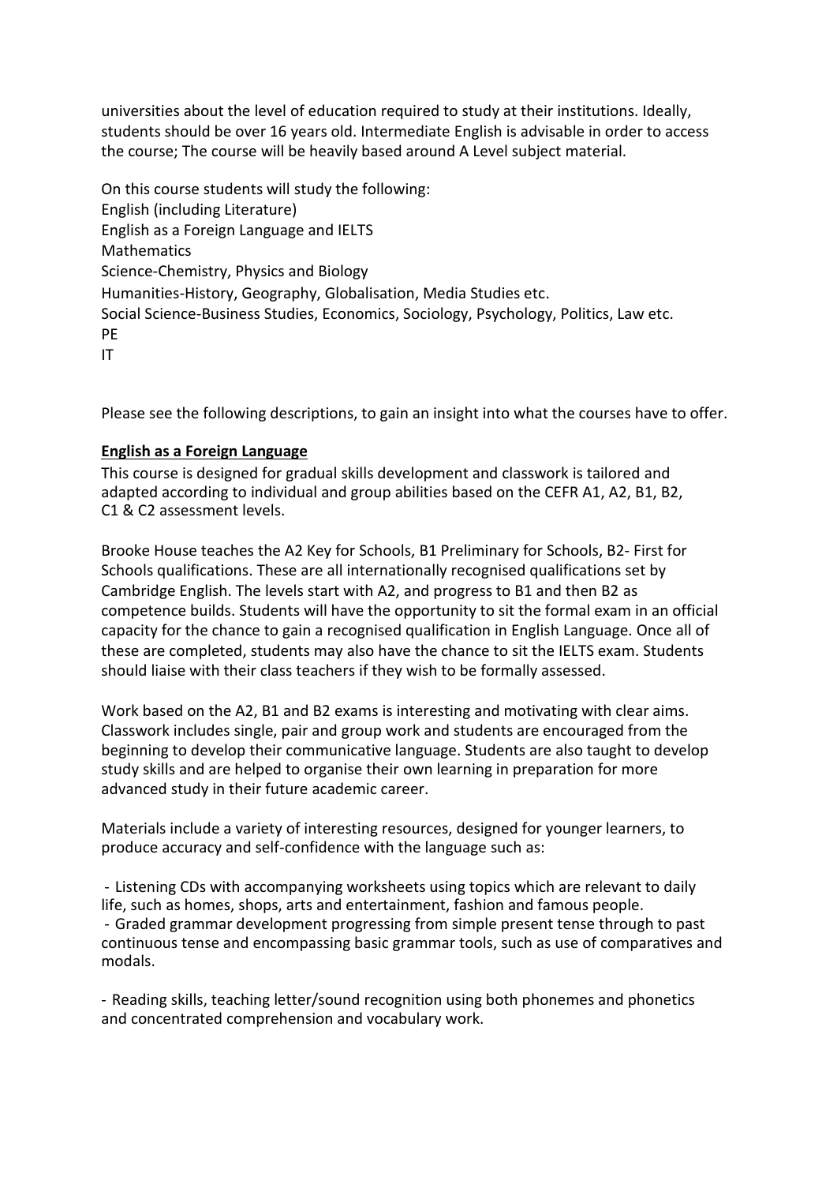universities about the level of education required to study at their institutions. Ideally, students should be over 16 years old. Intermediate English is advisable in order to access the course; The course will be heavily based around A Level subject material.

On this course students will study the following:
English (including Literature)
English as a Foreign Language and IELTS
Mathematics
Science-Chemistry, Physics and Biology
Humanities-History, Geography, Globalisation, Media Studies etc.
Social Science-Business Studies, Economics, Sociology, Psychology, Politics, Law etc.
PE
IT

Please see the following descriptions, to gain an insight into what the courses have to offer.

**English as a Foreign Language**

This course is designed for gradual skills development and classwork is tailored and adapted according to individual and group abilities based on the CEFR A1, A2, B1, B2, C1 & C2 assessment levels.

Brooke House teaches the A2 Key for Schools, B1 Preliminary for Schools, B2- First for Schools qualifications. These are all internationally recognised qualifications set by Cambridge English. The levels start with A2, and progress to B1 and then B2 as competence builds. Students will have the opportunity to sit the formal exam in an official capacity for the chance to gain a recognised qualification in English Language. Once all of these are completed, students may also have the chance to sit the IELTS exam. Students should liaise with their class teachers if they wish to be formally assessed.

Work based on the A2, B1 and B2 exams is interesting and motivating with clear aims. Classwork includes single, pair and group work and students are encouraged from the beginning to develop their communicative language. Students are also taught to develop study skills and are helped to organise their own learning in preparation for more advanced study in their future academic career.

Materials include a variety of interesting resources, designed for younger learners, to produce accuracy and self-confidence with the language such as:

- Listening CDs with accompanying worksheets using topics which are relevant to daily life, such as homes, shops, arts and entertainment, fashion and famous people.
- Graded grammar development progressing from simple present tense through to past continuous tense and encompassing basic grammar tools, such as use of comparatives and modals.
- Reading skills, teaching letter/sound recognition using both phonemes and phonetics and concentrated comprehension and vocabulary work.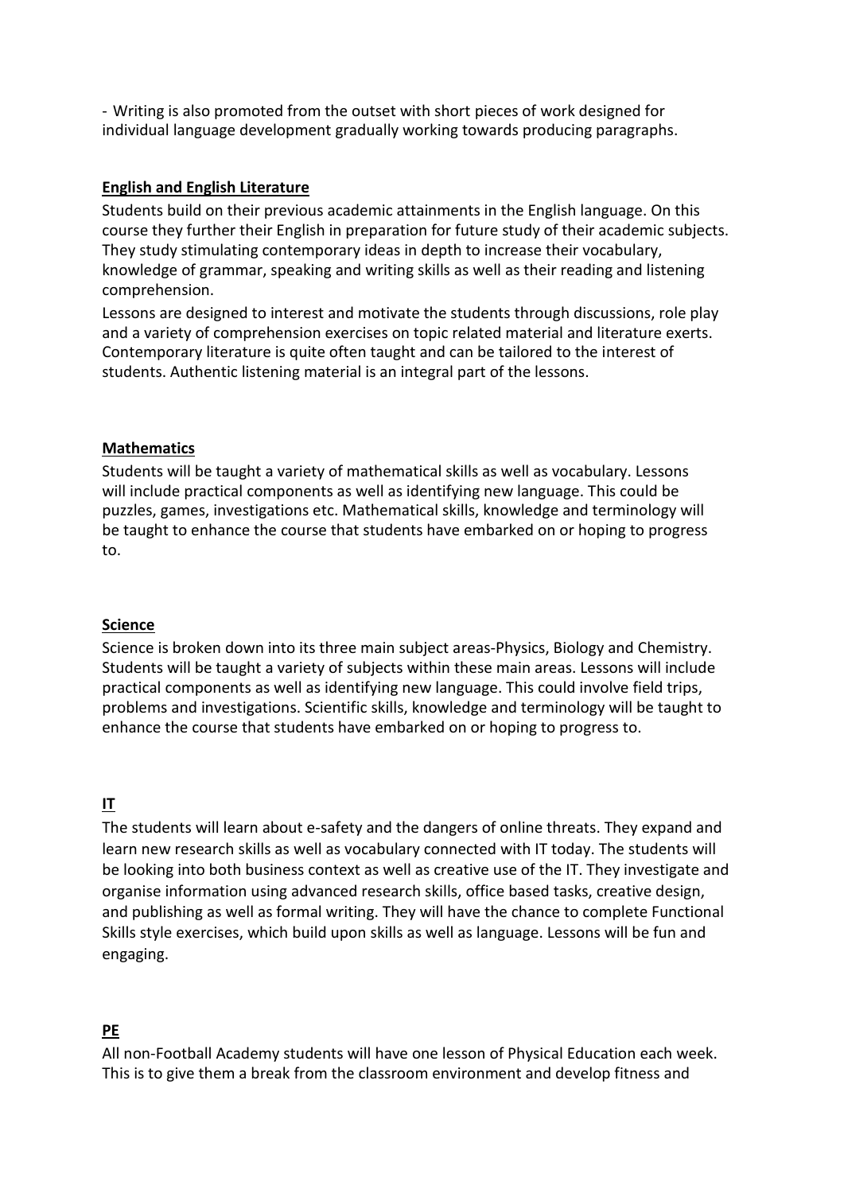- Writing is also promoted from the outset with short pieces of work designed for individual language development gradually working towards producing paragraphs.

**English and English Literature**

Students build on their previous academic attainments in the English language. On this course they further their English in preparation for future study of their academic subjects. They study stimulating contemporary ideas in depth to increase their vocabulary, knowledge of grammar, speaking and writing skills as well as their reading and listening comprehension.

Lessons are designed to interest and motivate the students through discussions, role play and a variety of comprehension exercises on topic related material and literature exerts. Contemporary literature is quite often taught and can be tailored to the interest of students. Authentic listening material is an integral part of the lessons.

**Mathematics**

Students will be taught a variety of mathematical skills as well as vocabulary. Lessons will include practical components as well as identifying new language. This could be puzzles, games, investigations etc. Mathematical skills, knowledge and terminology will be taught to enhance the course that students have embarked on or hoping to progress to.

**Science**

Science is broken down into its three main subject areas-Physics, Biology and Chemistry. Students will be taught a variety of subjects within these main areas. Lessons will include practical components as well as identifying new language. This could involve field trips, problems and investigations. Scientific skills, knowledge and terminology will be taught to enhance the course that students have embarked on or hoping to progress to.

**IT**

The students will learn about e-safety and the dangers of online threats. They expand and learn new research skills as well as vocabulary connected with IT today. The students will be looking into both business context as well as creative use of the IT. They investigate and organise information using advanced research skills, office based tasks, creative design, and publishing as well as formal writing. They will have the chance to complete Functional Skills style exercises, which build upon skills as well as language. Lessons will be fun and engaging.

**PE**

All non-Football Academy students will have one lesson of Physical Education each week. This is to give them a break from the classroom environment and develop fitness and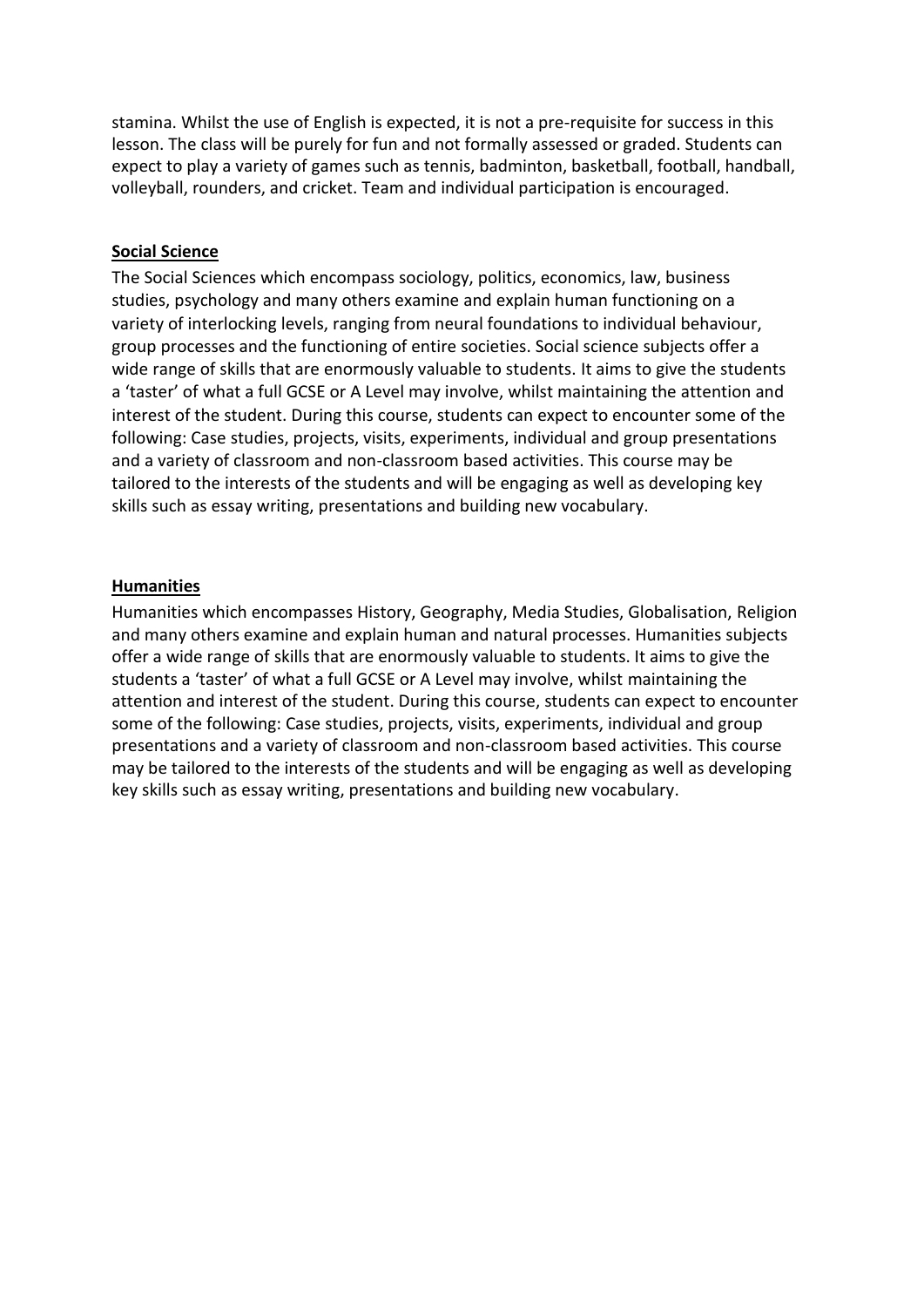stamina. Whilst the use of English is expected, it is not a pre-requisite for success in this lesson. The class will be purely for fun and not formally assessed or graded. Students can expect to play a variety of games such as tennis, badminton, basketball, football, handball, volleyball, rounders, and cricket. Team and individual participation is encouraged.

## Social Science

The Social Sciences which encompass sociology, politics, economics, law, business studies, psychology and many others examine and explain human functioning on a variety of interlocking levels, ranging from neural foundations to individual behaviour, group processes and the functioning of entire societies. Social science subjects offer a wide range of skills that are enormously valuable to students. It aims to give the students a 'taster' of what a full GCSE or A Level may involve, whilst maintaining the attention and interest of the student. During this course, students can expect to encounter some of the following: Case studies, projects, visits, experiments, individual and group presentations and a variety of classroom and non-classroom based activities. This course may be tailored to the interests of the students and will be engaging as well as developing key skills such as essay writing, presentations and building new vocabulary.

## Humanities

Humanities which encompasses History, Geography, Media Studies, Globalisation, Religion and many others examine and explain human and natural processes. Humanities subjects offer a wide range of skills that are enormously valuable to students. It aims to give the students a 'taster' of what a full GCSE or A Level may involve, whilst maintaining the attention and interest of the student. During this course, students can expect to encounter some of the following: Case studies, projects, visits, experiments, individual and group presentations and a variety of classroom and non-classroom based activities. This course may be tailored to the interests of the students and will be engaging as well as developing key skills such as essay writing, presentations and building new vocabulary.